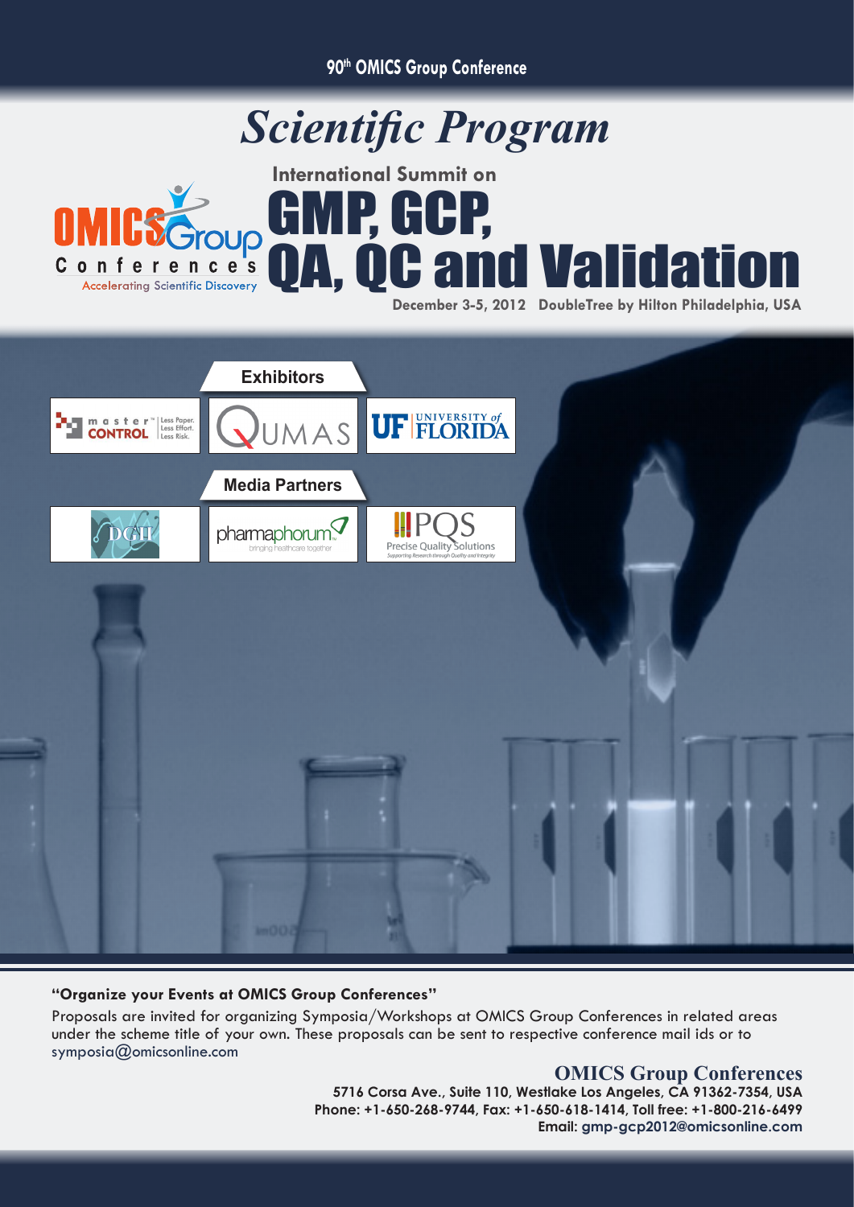90th OMICS Group Conference

# *Scientific Program*

OMICS Group Conferences
Accelerating Scientific Discovery

International Summit on

# GMP, GCP, QA, QC and Validation

**December 3-5, 2012 DoubleTree by Hilton Philadelphia, USA**

## Exhibitors

master CONTROL — Less Paper. Less Effort. Less Risk.

QUMAS

UF UNIVERSITY of FLORIDA

## Media Partners

DGH

pharmaphorum — bringing healthcare together

PQS Precise Quality Solutions — Supporting Research through Quality and Integrity

**"Organize your Events at OMICS Group Conferences"**

Proposals are invited for organizing Symposia/Workshops at OMICS Group Conferences in related areas under the scheme title of your own. These proposals can be sent to respective conference mail ids or to symposia@omicsonline.com

**OMICS Group Conferences**
**5716 Corsa Ave., Suite 110, Westlake Los Angeles, CA 91362-7354, USA**
**Phone: +1-650-268-9744, Fax: +1-650-618-1414, Toll free: +1-800-216-6499**
**Email: gmp-gcp2012@omicsonline.com**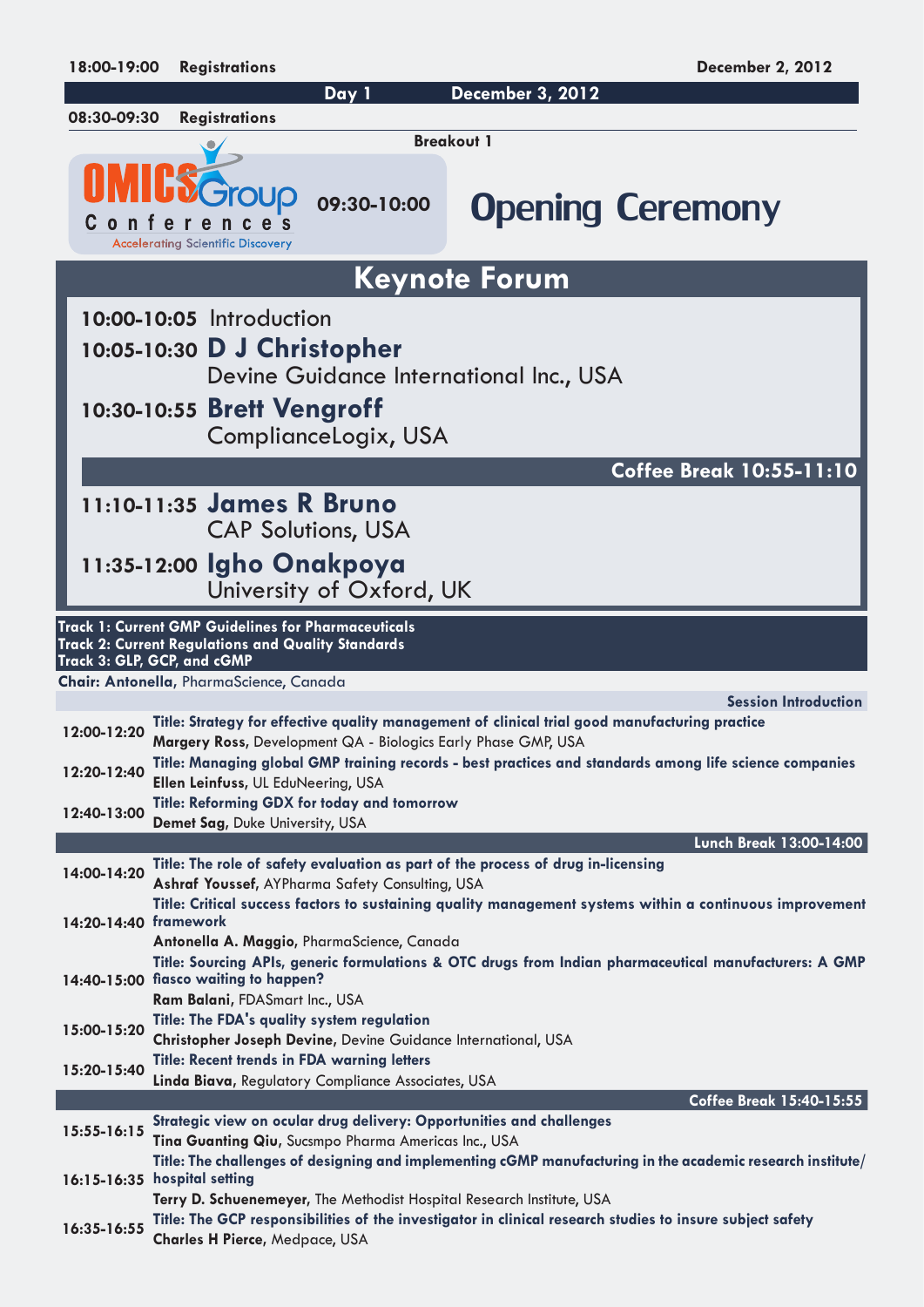**18:00-19:00 Registrations** **December 2, 2012**

## Day 1 December 3, 2012

**08:30-09:30 Registrations**

**Breakout 1**

OMICS Group Conferences
Accelerating Scientific Discovery

**09:30-10:00** **Opening Ceremony**

## Keynote Forum

**10:00-10:05** Introduction

**10:05-10:30** **D J Christopher**
Devine Guidance International Inc., USA

**10:30-10:55** **Brett Vengroff**
ComplianceLogix, USA

**Coffee Break 10:55-11:10**

**11:10-11:35** **James R Bruno**
CAP Solutions, USA

**11:35-12:00** **Igho Onakpoya**
University of Oxford, UK

**Track 1: Current GMP Guidelines for Pharmaceuticals**
**Track 2: Current Regulations and Quality Standards**
**Track 3: GLP, GCP, and cGMP**

**Chair: Antonella**, PharmaScience, Canada

**Session Introduction**

| Time | Session |
| --- | --- |
| **12:00-12:20** | **Title: Strategy for effective quality management of clinical trial good manufacturing practice**<br>**Margery Ross**, Development QA - Biologics Early Phase GMP, USA |
| **12:20-12:40** | **Title: Managing global GMP training records - best practices and standards among life science companies**<br>**Ellen Leinfuss**, UL EduNeering, USA |
| **12:40-13:00** | **Title: Reforming GDX for today and tomorrow**<br>**Demet Sag**, Duke University, USA |
| | **Lunch Break 13:00-14:00** |
| **14:00-14:20** | **Title: The role of safety evaluation as part of the process of drug in-licensing**<br>**Ashraf Youssef**, AYPharma Safety Consulting, USA |
| **14:20-14:40** | **Title: Critical success factors to sustaining quality management systems within a continuous improvement framework**<br>**Antonella A. Maggio**, PharmaScience, Canada |
| **14:40-15:00** | **Title: Sourcing APIs, generic formulations & OTC drugs from Indian pharmaceutical manufacturers: A GMP fiasco waiting to happen?**<br>**Ram Balani**, FDASmart Inc., USA |
| **15:00-15:20** | **Title: The FDA's quality system regulation**<br>**Christopher Joseph Devine**, Devine Guidance International, USA |
| **15:20-15:40** | **Title: Recent trends in FDA warning letters**<br>**Linda Biava**, Regulatory Compliance Associates, USA |
| | **Coffee Break 15:40-15:55** |
| **15:55-16:15** | **Strategic view on ocular drug delivery: Opportunities and challenges**<br>**Tina Guanting Qiu**, Sucsmpo Pharma Americas Inc., USA |
| **16:15-16:35** | **Title: The challenges of designing and implementing cGMP manufacturing in the academic research institute/ hospital setting**<br>**Terry D. Schuenemeyer**, The Methodist Hospital Research Institute, USA |
| **16:35-16:55** | **Title: The GCP responsibilities of the investigator in clinical research studies to insure subject safety**<br>**Charles H Pierce**, Medpace, USA |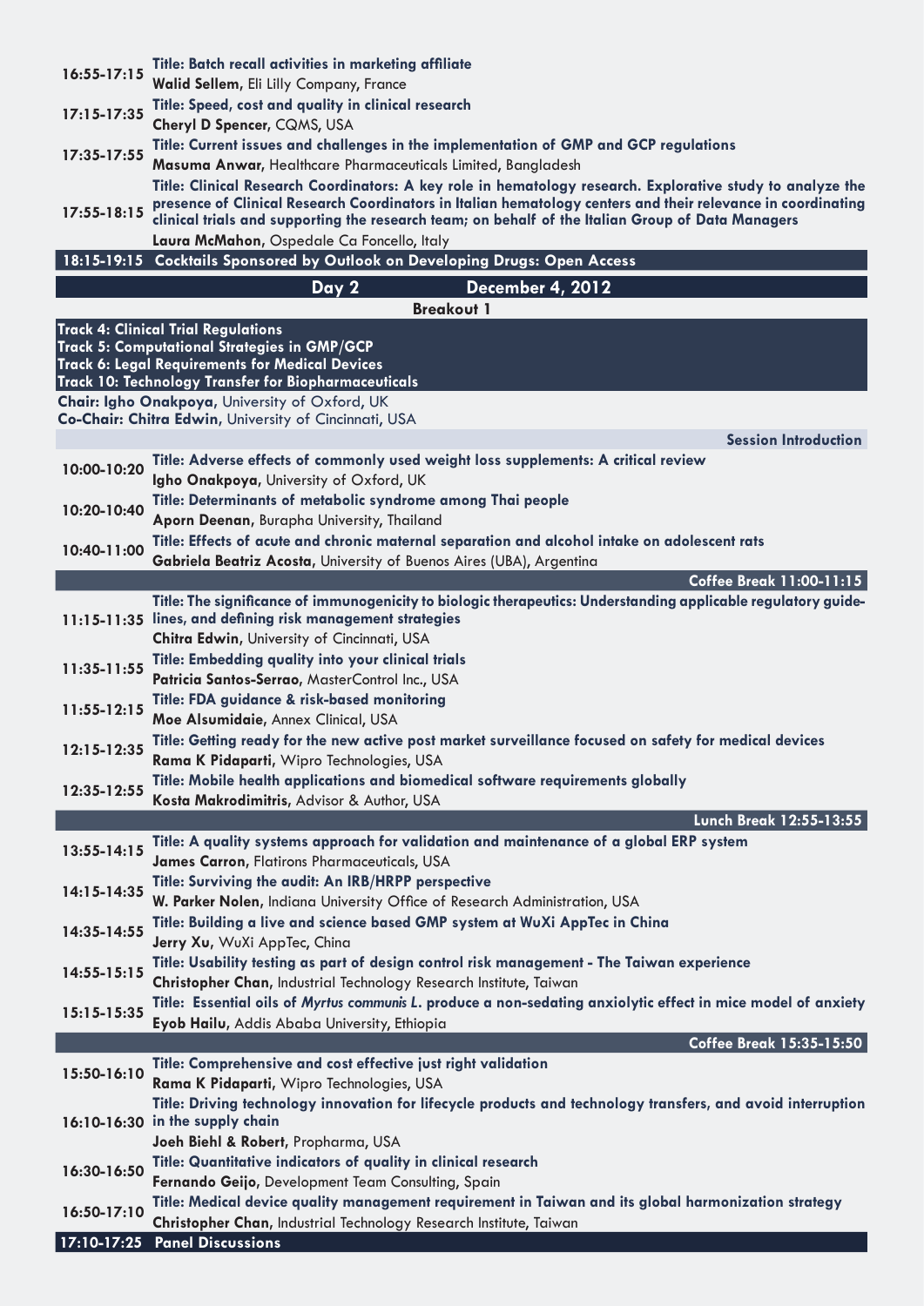**16:55-17:15** **Title: Batch recall activities in marketing affiliate**
**Walid Sellem**, Eli Lilly Company, France

**17:15-17:35** **Title: Speed, cost and quality in clinical research**
**Cheryl D Spencer**, CQMS, USA

**17:35-17:55** **Title: Current issues and challenges in the implementation of GMP and GCP regulations**
**Masuma Anwar**, Healthcare Pharmaceuticals Limited, Bangladesh

**17:55-18:15** **Title: Clinical Research Coordinators: A key role in hematology research. Explorative study to analyze the presence of Clinical Research Coordinators in Italian hematology centers and their relevance in coordinating clinical trials and supporting the research team; on behalf of the Italian Group of Data Managers**
**Laura McMahon**, Ospedale Ca Foncello, Italy

**18:15-19:15 Cocktails Sponsored by Outlook on Developing Drugs: Open Access**

## Day 2 — December 4, 2012

### Breakout 1

**Track 4: Clinical Trial Regulations**
**Track 5: Computational Strategies in GMP/GCP**
**Track 6: Legal Requirements for Medical Devices**
**Track 10: Technology Transfer for Biopharmaceuticals**

**Chair: Igho Onakpoya**, University of Oxford, UK
**Co-Chair: Chitra Edwin**, University of Cincinnati, USA

**Session Introduction**

**10:00-10:20** **Title: Adverse effects of commonly used weight loss supplements: A critical review**
**Igho Onakpoya**, University of Oxford, UK

**10:20-10:40** **Title: Determinants of metabolic syndrome among Thai people**
**Aporn Deenan**, Burapha University, Thailand

**10:40-11:00** **Title: Effects of acute and chronic maternal separation and alcohol intake on adolescent rats**
**Gabriela Beatriz Acosta**, University of Buenos Aires (UBA), Argentina

**Coffee Break 11:00-11:15**

**11:15-11:35** **Title: The significance of immunogenicity to biologic therapeutics: Understanding applicable regulatory guidelines, and defining risk management strategies**
**Chitra Edwin**, University of Cincinnati, USA

**11:35-11:55** **Title: Embedding quality into your clinical trials**
**Patricia Santos-Serrao**, MasterControl Inc., USA

**11:55-12:15** **Title: FDA guidance & risk-based monitoring**
**Moe Alsumidaie**, Annex Clinical, USA

**12:15-12:35** **Title: Getting ready for the new active post market surveillance focused on safety for medical devices**
**Rama K Pidaparti**, Wipro Technologies, USA

**12:35-12:55** **Title: Mobile health applications and biomedical software requirements globally**
**Kosta Makrodimitris**, Advisor & Author, USA

**Lunch Break 12:55-13:55**

**13:55-14:15** **Title: A quality systems approach for validation and maintenance of a global ERP system**
**James Carron**, Flatirons Pharmaceuticals, USA

**14:15-14:35** **Title: Surviving the audit: An IRB/HRPP perspective**
**W. Parker Nolen**, Indiana University Office of Research Administration, USA

**14:35-14:55** **Title: Building a live and science based GMP system at WuXi AppTec in China**
**Jerry Xu**, WuXi AppTec, China

**14:55-15:15** **Title: Usability testing as part of design control risk management - The Taiwan experience**
**Christopher Chan**, Industrial Technology Research Institute, Taiwan

**15:15-15:35** **Title: Essential oils of *Myrtus communis L.* produce a non-sedating anxiolytic effect in mice model of anxiety**
**Eyob Hailu**, Addis Ababa University, Ethiopia

**Coffee Break 15:35-15:50**

**15:50-16:10** **Title: Comprehensive and cost effective just right validation**
**Rama K Pidaparti**, Wipro Technologies, USA

**16:10-16:30** **Title: Driving technology innovation for lifecycle products and technology transfers, and avoid interruption in the supply chain**
**Joeh Biehl & Robert**, Propharma, USA

**16:30-16:50** **Title: Quantitative indicators of quality in clinical research**
**Fernando Geijo**, Development Team Consulting, Spain

**16:50-17:10** **Title: Medical device quality management requirement in Taiwan and its global harmonization strategy**
**Christopher Chan**, Industrial Technology Research Institute, Taiwan

**17:10-17:25 Panel Discussions**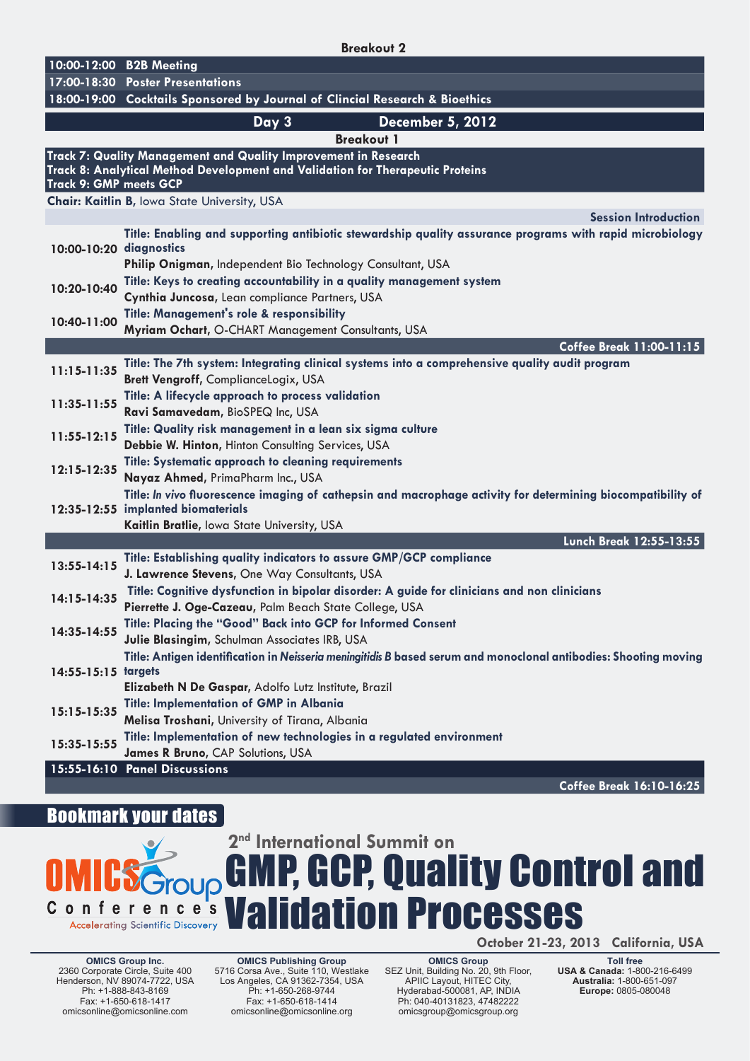**Breakout 2**

| | |
|---|---|
| 10:00-12:00 | **B2B Meeting** |
| 17:00-18:30 | **Poster Presentations** |
| 18:00-19:00 | **Cocktails Sponsored by Journal of Clincial Research & Bioethics** |

## Day 3 December 5, 2012

**Breakout 1**

**Track 7: Quality Management and Quality Improvement in Research**
**Track 8: Analytical Method Development and Validation for Therapeutic Proteins**
**Track 9: GMP meets GCP**

**Chair: Kaitlin B**, Iowa State University, USA

**Session Introduction**

| | |
|---|---|
| 10:00-10:20 | **Title: Enabling and supporting antibiotic stewardship quality assurance programs with rapid microbiology diagnostics** <br> **Philip Onigman**, Independent Bio Technology Consultant, USA |
| 10:20-10:40 | **Title: Keys to creating accountability in a quality management system** <br> **Cynthia Juncosa**, Lean compliance Partners, USA |
| 10:40-11:00 | **Title: Management's role & responsibility** <br> **Myriam Ochart**, O-CHART Management Consultants, USA |
| | **Coffee Break 11:00-11:15** |
| 11:15-11:35 | **Title: The 7th system: Integrating clinical systems into a comprehensive quality audit program** <br> **Brett Vengroff**, ComplianceLogix, USA |
| 11:35-11:55 | **Title: A lifecycle approach to process validation** <br> **Ravi Samavedam**, BioSPEQ Inc, USA |
| 11:55-12:15 | **Title: Quality risk management in a lean six sigma culture** <br> **Debbie W. Hinton**, Hinton Consulting Services, USA |
| 12:15-12:35 | **Title: Systematic approach to cleaning requirements** <br> **Nayaz Ahmed**, PrimaPharm Inc., USA |
| 12:35-12:55 | **Title: *In vivo* fluorescence imaging of cathepsin and macrophage activity for determining biocompatibility of implanted biomaterials** <br> **Kaitlin Bratlie**, Iowa State University, USA |
| | **Lunch Break 12:55-13:55** |
| 13:55-14:15 | **Title: Establishing quality indicators to assure GMP/GCP compliance** <br> **J. Lawrence Stevens**, One Way Consultants, USA |
| 14:15-14:35 | **Title: Cognitive dysfunction in bipolar disorder: A guide for clinicians and non clinicians** <br> **Pierrette J. Oge-Cazeau**, Palm Beach State College, USA |
| 14:35-14:55 | **Title: Placing the "Good" Back into GCP for Informed Consent** <br> **Julie Blasingim**, Schulman Associates IRB, USA |
| 14:55-15:15 | **Title: Antigen identification in *Neisseria meningitidis B* based serum and monoclonal antibodies: Shooting moving targets** <br> **Elizabeth N De Gaspar**, Adolfo Lutz Institute, Brazil |
| 15:15-15:35 | **Title: Implementation of GMP in Albania** <br> **Melisa Troshani**, University of Tirana, Albania |
| 15:35-15:55 | **Title: Implementation of new technologies in a regulated environment** <br> **James R Bruno**, CAP Solutions, USA |
| 15:55-16:10 | **Panel Discussions** |
| | **Coffee Break 16:10-16:25** |

## Bookmark your dates

OMICS Group Conferences
Accelerating Scientific Discovery

# 2nd International Summit on GMP, GCP, Quality Control and Validation Processes

**October 21-23, 2013 California, USA**

**OMICS Group Inc.**
2360 Corporate Circle, Suite 400
Henderson, NV 89074-7722, USA
Ph: +1-888-843-8169
Fax: +1-650-618-1417
omicsonline@omicsonline.com

**OMICS Publishing Group**
5716 Corsa Ave., Suite 110, Westlake
Los Angeles, CA 91362-7354, USA
Ph: +1-650-268-9744
Fax: +1-650-618-1414
omicsonline@omicsonline.org

**OMICS Group**
SEZ Unit, Building No. 20, 9th Floor,
APIIC Layout, HITEC City,
Hyderabad-500081, AP, INDIA
Ph: 040-40131823, 47482222
omicsgroup@omicsgroup.org

**Toll free**
**USA & Canada:** 1-800-216-6499
**Australia:** 1-800-651-097
**Europe:** 0805-080048